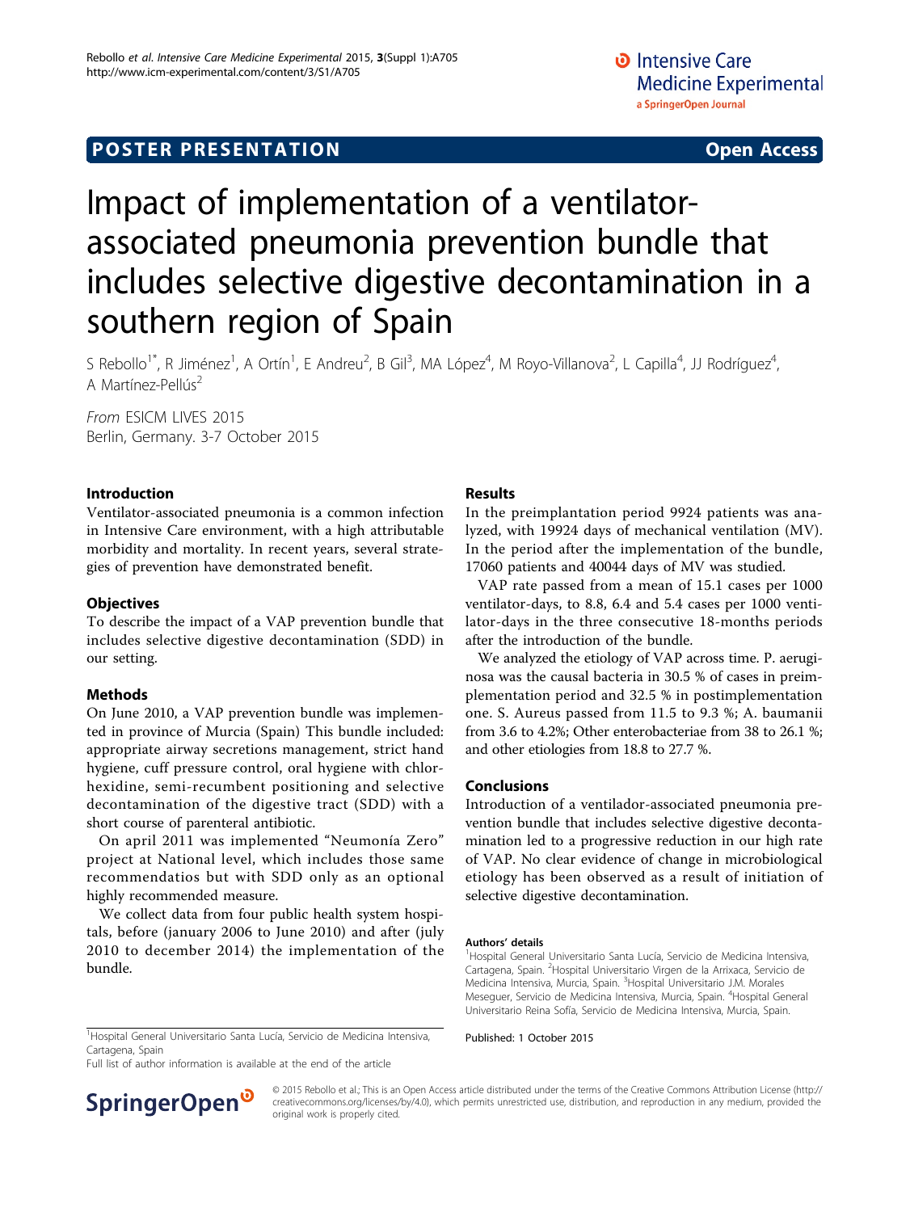POSTER PRESENTATION **Open Access**

# Impact of implementation of a ventilator-associated pneumonia prevention bundle that includes selective digestive decontamination in a southern region of Spain

S Rebollo[1*], R Jiménez[1], A Ortín[1], E Andreu[2], B Gil[3], MA López[4], M Royo-Villanova[2], L Capilla[4], JJ Rodríguez[4], A Martínez-Pellús[2]

*From* ESICM LIVES 2015
Berlin, Germany. 3-7 October 2015

## Introduction

Ventilator-associated pneumonia is a common infection in Intensive Care environment, with a high attributable morbidity and mortality. In recent years, several strategies of prevention have demonstrated benefit.

## Objectives

To describe the impact of a VAP prevention bundle that includes selective digestive decontamination (SDD) in our setting.

## Methods

On June 2010, a VAP prevention bundle was implemented in province of Murcia (Spain) This bundle included: appropriate airway secretions management, strict hand hygiene, cuff pressure control, oral hygiene with chlorhexidine, semi-recumbent positioning and selective decontamination of the digestive tract (SDD) with a short course of parenteral antibiotic.

On april 2011 was implemented "Neumonía Zero" project at National level, which includes those same recommendatios but with SDD only as an optional highly recommended measure.

We collect data from four public health system hospitals, before (january 2006 to June 2010) and after (july 2010 to december 2014) the implementation of the bundle.

## Results

In the preimplantation period 9924 patients was analyzed, with 19924 days of mechanical ventilation (MV). In the period after the implementation of the bundle, 17060 patients and 40044 days of MV was studied.

VAP rate passed from a mean of 15.1 cases per 1000 ventilator-days, to 8.8, 6.4 and 5.4 cases per 1000 ventilator-days in the three consecutive 18-months periods after the introduction of the bundle.

We analyzed the etiology of VAP across time. P. aeruginosa was the causal bacteria in 30.5 % of cases in preimplementation period and 32.5 % in postimplementation one. S. Aureus passed from 11.5 to 9.3 %; A. baumanii from 3.6 to 4.2%; Other enterobacteriae from 38 to 26.1 %; and other etiologies from 18.8 to 27.7 %.

## Conclusions

Introduction of a ventilador-associated pneumonia prevention bundle that includes selective digestive decontamination led to a progressive reduction in our high rate of VAP. No clear evidence of change in microbiological etiology has been observed as a result of initiation of selective digestive decontamination.

### Authors' details

[1]Hospital General Universitario Santa Lucía, Servicio de Medicina Intensiva, Cartagena, Spain. [2]Hospital Universitario Virgen de la Arrixaca, Servicio de Medicina Intensiva, Murcia, Spain. [3]Hospital Universitario J.M. Morales Meseguer, Servicio de Medicina Intensiva, Murcia, Spain. [4]Hospital General Universitario Reina Sofía, Servicio de Medicina Intensiva, Murcia, Spain.

Published: 1 October 2015

[1]Hospital General Universitario Santa Lucía, Servicio de Medicina Intensiva, Cartagena, Spain
Full list of author information is available at the end of the article

© 2015 Rebollo et al.; This is an Open Access article distributed under the terms of the Creative Commons Attribution License (http://creativecommons.org/licenses/by/4.0), which permits unrestricted use, distribution, and reproduction in any medium, provided the original work is properly cited.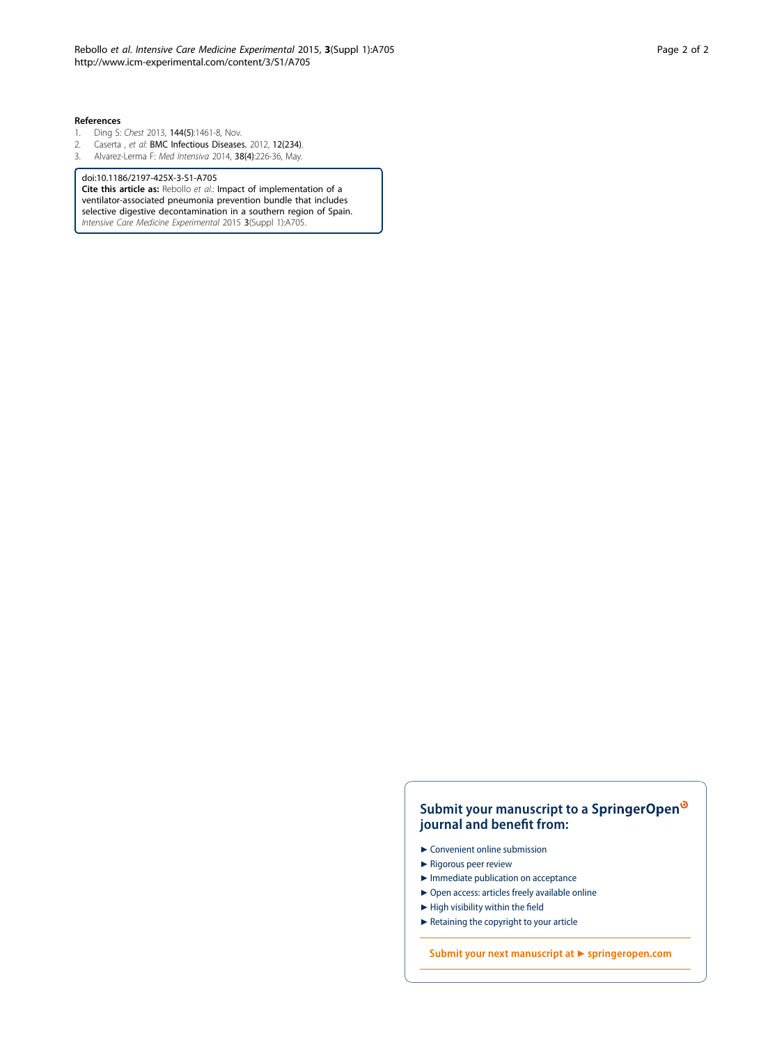### References

1. Ding S: *Chest* 2013, **144(5)**:1461-8, Nov.
2. Caserta , *et al*: BMC Infectious Diseases. 2012, **12(234)**.
3. Alvarez-Lerma F: *Med Intensiva* 2014, **38(4)**:226-36, May.

doi:10.1186/2197-425X-3-S1-A705
**Cite this article as:** Rebollo *et al.*: Impact of implementation of a ventilator-associated pneumonia prevention bundle that includes selective digestive decontamination in a southern region of Spain. *Intensive Care Medicine Experimental* 2015 **3**(Suppl 1):A705.

**Submit your manuscript to a SpringerOpen journal and benefit from:**

- ► Convenient online submission
- ► Rigorous peer review
- ► Immediate publication on acceptance
- ► Open access: articles freely available online
- ► High visibility within the field
- ► Retaining the copyright to your article

**Submit your next manuscript at ► springeropen.com**